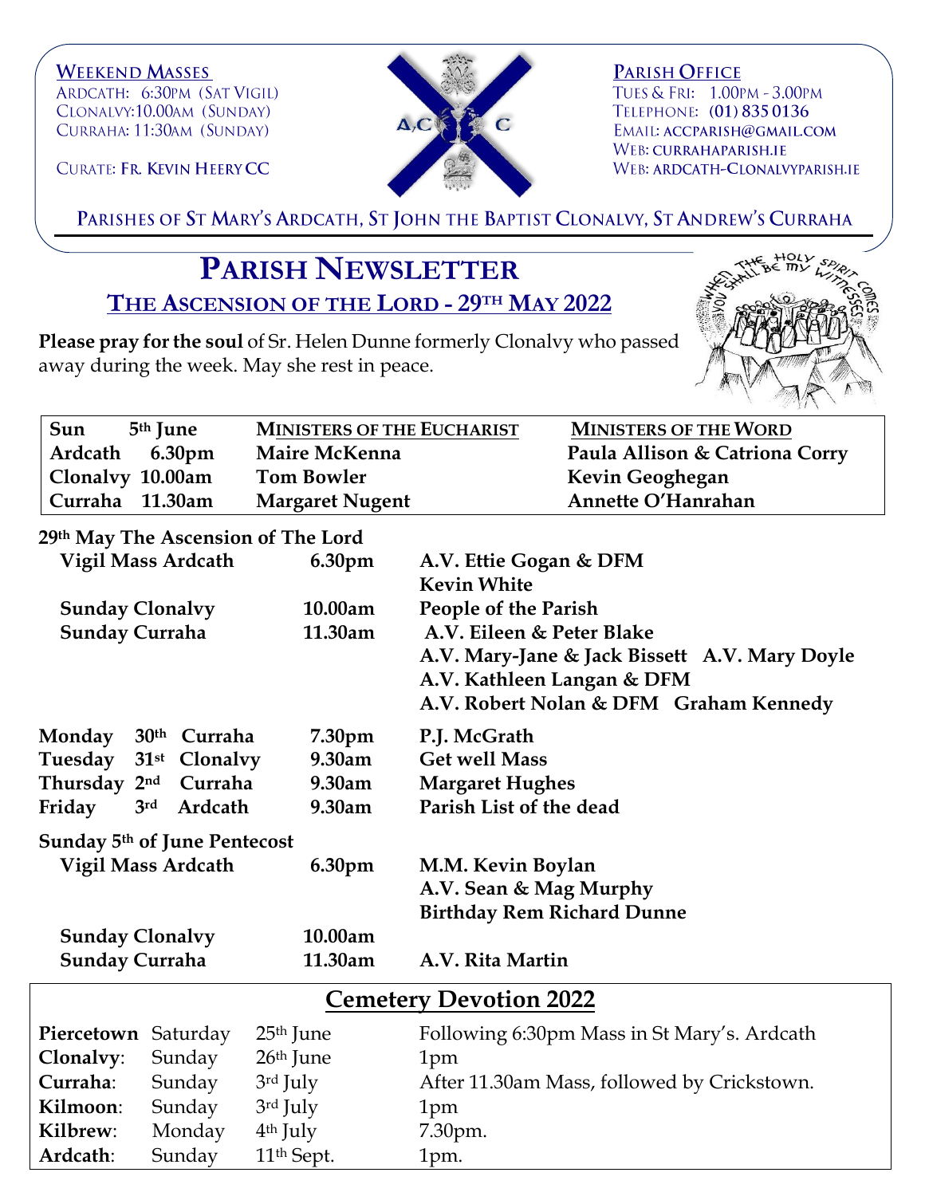**Weekend Masses**
Ardcath: 6:30pm (Sat Vigil)
Clonalvy: 10.00am (Sunday)
Curraha: 11:30am (Sunday)

Curate: **Fr. Kevin Heery CC**

**Parish Office**
Tues & Fri: 1.00pm - 3.00pm
Telephone: (01) 835 0136
Email: accparish@gmail.com
Web: currahaparish.ie
Web: ardcath-clonalvyparish.ie

Parishes of St Mary's Ardcath, St John the Baptist Clonalvy, St Andrew's Curraha

# Parish Newsletter

## The Ascension of the Lord - 29th May 2022

**Please pray for the soul** of Sr. Helen Dunne formerly Clonalvy who passed away during the week. May she rest in peace.

| Sun 5th June | Ministers of the Eucharist | Ministers of the Word |
|---|---|---|
| **Ardcath 6.30pm** | **Maire McKenna** | **Paula Allison & Catriona Corry** |
| **Clonalvy 10.00am** | **Tom Bowler** | **Kevin Geoghegan** |
| **Curraha 11.30am** | **Margaret Nugent** | **Annette O'Hanrahan** |

**29th May The Ascension of The Lord**

| | | |
|---|---|---|
| **Vigil Mass Ardcath** | **6.30pm** | **A.V. Ettie Gogan & DFM** |
| | | **Kevin White** |
| **Sunday Clonalvy** | **10.00am** | **People of the Parish** |
| **Sunday Curraha** | **11.30am** | **A.V. Eileen & Peter Blake** |
| | | **A.V. Mary-Jane & Jack Bissett A.V. Mary Doyle** |
| | | **A.V. Kathleen Langan & DFM** |
| | | **A.V. Robert Nolan & DFM Graham Kennedy** |
| **Monday 30th Curraha** | **7.30pm** | **P.J. McGrath** |
| **Tuesday 31st Clonalvy** | **9.30am** | **Get well Mass** |
| **Thursday 2nd Curraha** | **9.30am** | **Margaret Hughes** |
| **Friday 3rd Ardcath** | **9.30am** | **Parish List of the dead** |

**Sunday 5th of June Pentecost**

| | | |
|---|---|---|
| **Vigil Mass Ardcath** | **6.30pm** | **M.M. Kevin Boylan** |
| | | **A.V. Sean & Mag Murphy** |
| | | **Birthday Rem Richard Dunne** |
| **Sunday Clonalvy** | **10.00am** | |
| **Sunday Curraha** | **11.30am** | **A.V. Rita Martin** |

## Cemetery Devotion 2022

| | | | |
|---|---|---|---|
| **Piercetown** | Saturday | 25th June | Following 6:30pm Mass in St Mary's. Ardcath |
| **Clonalvy**: | Sunday | 26th June | 1pm |
| **Curraha**: | Sunday | 3rd July | After 11.30am Mass, followed by Crickstown. |
| **Kilmoon**: | Sunday | 3rd July | 1pm |
| **Kilbrew**: | Monday | 4th July | 7.30pm. |
| **Ardcath**: | Sunday | 11th Sept. | 1pm. |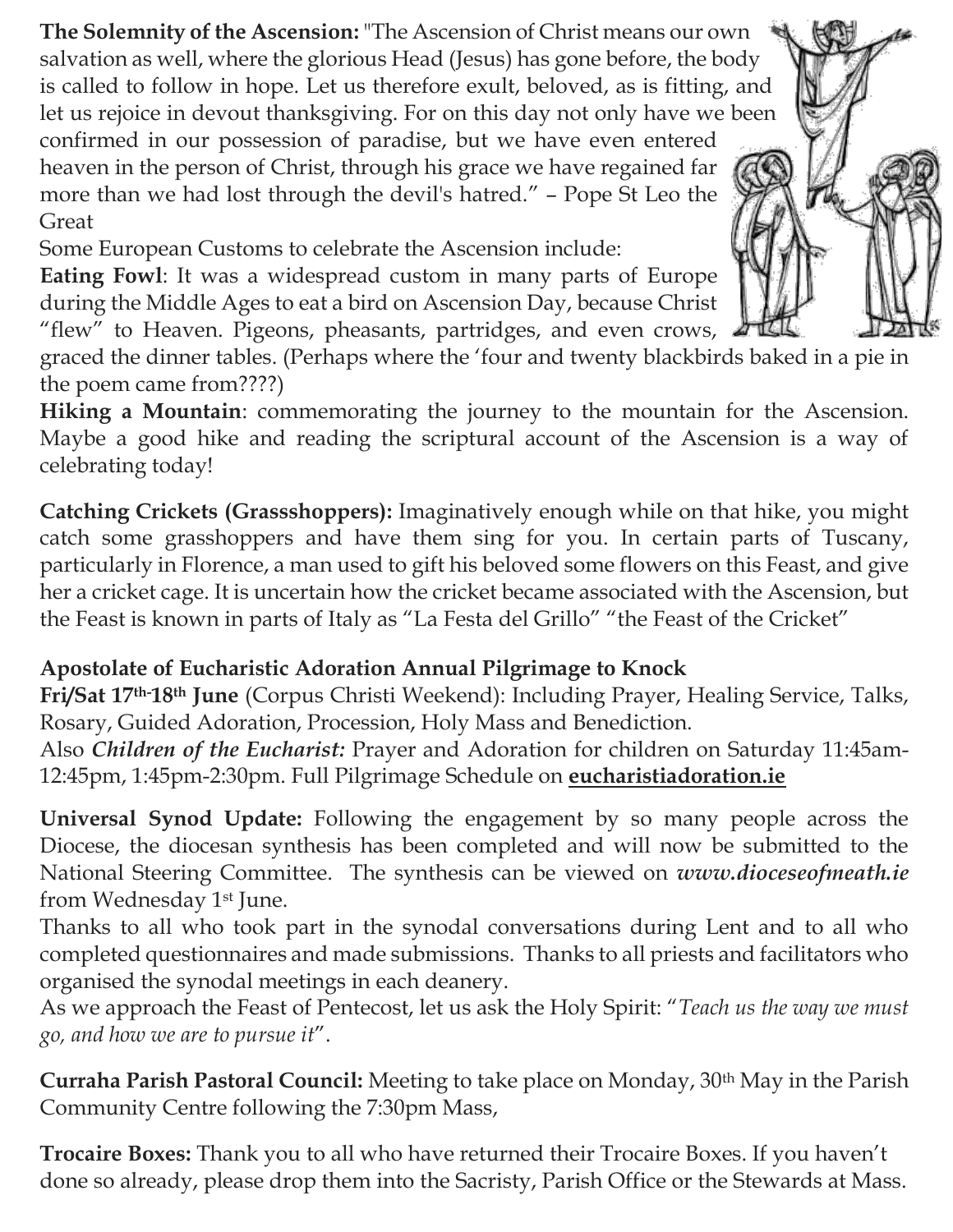**The Solemnity of the Ascension:** "The Ascension of Christ means our own salvation as well, where the glorious Head (Jesus) has gone before, the body is called to follow in hope. Let us therefore exult, beloved, as is fitting, and let us rejoice in devout thanksgiving. For on this day not only have we been confirmed in our possession of paradise, but we have even entered heaven in the person of Christ, through his grace we have regained far more than we had lost through the devil's hatred." – Pope St Leo the Great

Some European Customs to celebrate the Ascension include:

**Eating Fowl**: It was a widespread custom in many parts of Europe during the Middle Ages to eat a bird on Ascension Day, because Christ "flew" to Heaven. Pigeons, pheasants, partridges, and even crows, graced the dinner tables. (Perhaps where the 'four and twenty blackbirds baked in a pie in the poem came from????)

**Hiking a Mountain**: commemorating the journey to the mountain for the Ascension. Maybe a good hike and reading the scriptural account of the Ascension is a way of celebrating today!

**Catching Crickets (Grassshoppers):** Imaginatively enough while on that hike, you might catch some grasshoppers and have them sing for you. In certain parts of Tuscany, particularly in Florence, a man used to gift his beloved some flowers on this Feast, and give her a cricket cage. It is uncertain how the cricket became associated with the Ascension, but the Feast is known in parts of Italy as "La Festa del Grillo" "the Feast of the Cricket"

**Apostolate of Eucharistic Adoration Annual Pilgrimage to Knock**

**Fri/Sat 17th-18th June** (Corpus Christi Weekend): Including Prayer, Healing Service, Talks, Rosary, Guided Adoration, Procession, Holy Mass and Benediction.

Also ***Children of the Eucharist:*** Prayer and Adoration for children on Saturday 11:45am-12:45pm, 1:45pm-2:30pm. Full Pilgrimage Schedule on **eucharistiadoration.ie**

**Universal Synod Update:** Following the engagement by so many people across the Diocese, the diocesan synthesis has been completed and will now be submitted to the National Steering Committee. The synthesis can be viewed on ***www.dioceseofmeath.ie*** from Wednesday 1st June.

Thanks to all who took part in the synodal conversations during Lent and to all who completed questionnaires and made submissions. Thanks to all priests and facilitators who organised the synodal meetings in each deanery.

As we approach the Feast of Pentecost, let us ask the Holy Spirit: "*Teach us the way we must go, and how we are to pursue it*".

**Curraha Parish Pastoral Council:** Meeting to take place on Monday, 30th May in the Parish Community Centre following the 7:30pm Mass,

**Trocaire Boxes:** Thank you to all who have returned their Trocaire Boxes. If you haven't done so already, please drop them into the Sacristy, Parish Office or the Stewards at Mass.